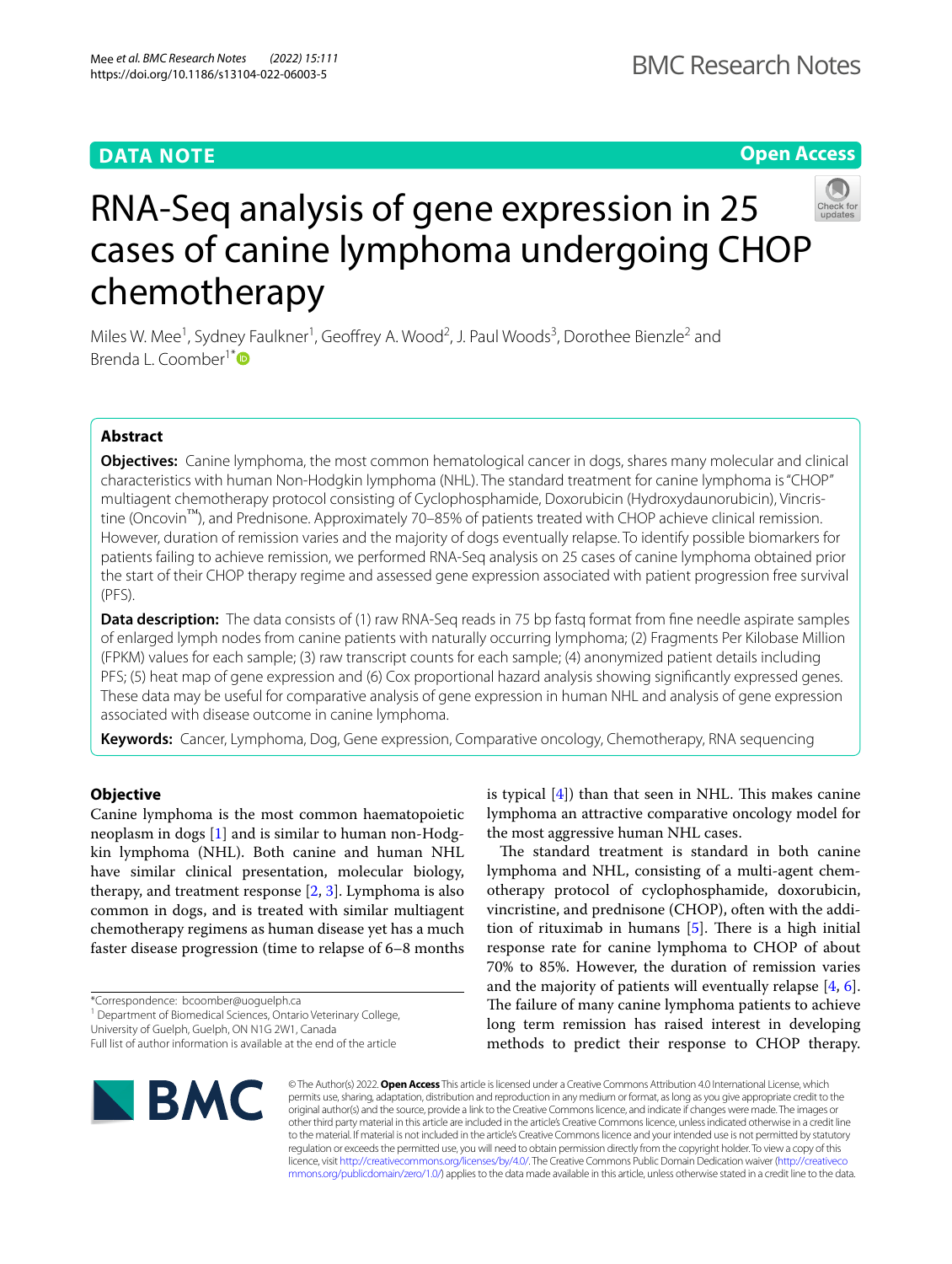DATA NOTE

Open Access

# RNA-Seq analysis of gene expression in 25 cases of canine lymphoma undergoing CHOP chemotherapy

Miles W. Mee[1], Sydney Faulkner[1], Geoffrey A. Wood[2], J. Paul Woods[3], Dorothee Bienzle[2] and Brenda L. Coomber[1*]

## Abstract

**Objectives:** Canine lymphoma, the most common hematological cancer in dogs, shares many molecular and clinical characteristics with human Non-Hodgkin lymphoma (NHL). The standard treatment for canine lymphoma is "CHOP" multiagent chemotherapy protocol consisting of Cyclophosphamide, Doxorubicin (Hydroxydaunorubicin), Vincristine (Oncovin™), and Prednisone. Approximately 70–85% of patients treated with CHOP achieve clinical remission. However, duration of remission varies and the majority of dogs eventually relapse. To identify possible biomarkers for patients failing to achieve remission, we performed RNA-Seq analysis on 25 cases of canine lymphoma obtained prior the start of their CHOP therapy regime and assessed gene expression associated with patient progression free survival (PFS).

**Data description:** The data consists of (1) raw RNA-Seq reads in 75 bp fastq format from fine needle aspirate samples of enlarged lymph nodes from canine patients with naturally occurring lymphoma; (2) Fragments Per Kilobase Million (FPKM) values for each sample; (3) raw transcript counts for each sample; (4) anonymized patient details including PFS; (5) heat map of gene expression and (6) Cox proportional hazard analysis showing significantly expressed genes. These data may be useful for comparative analysis of gene expression in human NHL and analysis of gene expression associated with disease outcome in canine lymphoma.

**Keywords:** Cancer, Lymphoma, Dog, Gene expression, Comparative oncology, Chemotherapy, RNA sequencing

## Objective

Canine lymphoma is the most common haematopoietic neoplasm in dogs [1] and is similar to human non-Hodgkin lymphoma (NHL). Both canine and human NHL have similar clinical presentation, molecular biology, therapy, and treatment response [2, 3]. Lymphoma is also common in dogs, and is treated with similar multiagent chemotherapy regimens as human disease yet has a much faster disease progression (time to relapse of 6–8 months is typical [4]) than that seen in NHL. This makes canine lymphoma an attractive comparative oncology model for the most aggressive human NHL cases.

The standard treatment is standard in both canine lymphoma and NHL, consisting of a multi-agent chemotherapy protocol of cyclophosphamide, doxorubicin, vincristine, and prednisone (CHOP), often with the addition of rituximab in humans [5]. There is a high initial response rate for canine lymphoma to CHOP of about 70% to 85%. However, the duration of remission varies and the majority of patients will eventually relapse [4, 6]. The failure of many canine lymphoma patients to achieve long term remission has raised interest in developing methods to predict their response to CHOP therapy.

*Correspondence: bcoomber@uoguelph.ca
[1] Department of Biomedical Sciences, Ontario Veterinary College, University of Guelph, Guelph, ON N1G 2W1, Canada
Full list of author information is available at the end of the article

© The Author(s) 2022. **Open Access** This article is licensed under a Creative Commons Attribution 4.0 International License, which permits use, sharing, adaptation, distribution and reproduction in any medium or format, as long as you give appropriate credit to the original author(s) and the source, provide a link to the Creative Commons licence, and indicate if changes were made. The images or other third party material in this article are included in the article's Creative Commons licence, unless indicated otherwise in a credit line to the material. If material is not included in the article's Creative Commons licence and your intended use is not permitted by statutory regulation or exceeds the permitted use, you will need to obtain permission directly from the copyright holder. To view a copy of this licence, visit http://creativecommons.org/licenses/by/4.0/. The Creative Commons Public Domain Dedication waiver (http://creativecommons.org/publicdomain/zero/1.0/) applies to the data made available in this article, unless otherwise stated in a credit line to the data.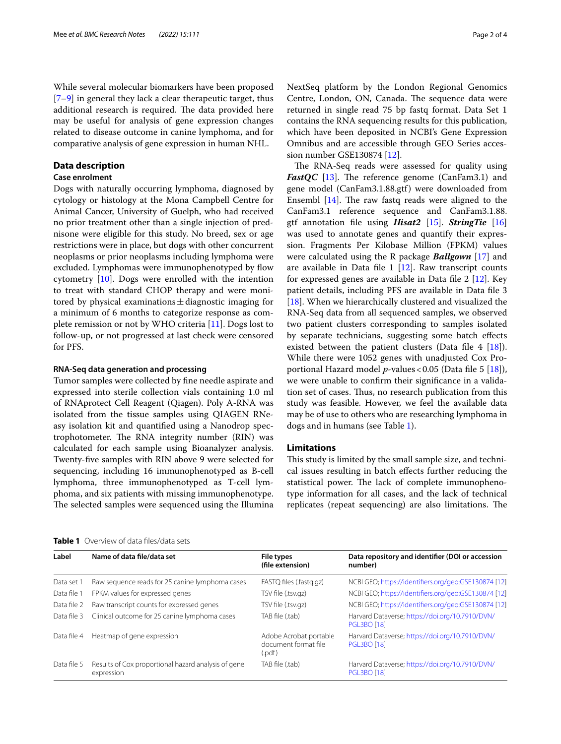While several molecular biomarkers have been proposed [7–9] in general they lack a clear therapeutic target, thus additional research is required. The data provided here may be useful for analysis of gene expression changes related to disease outcome in canine lymphoma, and for comparative analysis of gene expression in human NHL.

## Data description

### Case enrolment

Dogs with naturally occurring lymphoma, diagnosed by cytology or histology at the Mona Campbell Centre for Animal Cancer, University of Guelph, who had received no prior treatment other than a single injection of prednisone were eligible for this study. No breed, sex or age restrictions were in place, but dogs with other concurrent neoplasms or prior neoplasms including lymphoma were excluded. Lymphomas were immunophenotyped by flow cytometry [10]. Dogs were enrolled with the intention to treat with standard CHOP therapy and were monitored by physical examinations ± diagnostic imaging for a minimum of 6 months to categorize response as complete remission or not by WHO criteria [11]. Dogs lost to follow-up, or not progressed at last check were censored for PFS.

### RNA-Seq data generation and processing

Tumor samples were collected by fine needle aspirate and expressed into sterile collection vials containing 1.0 ml of RNAprotect Cell Reagent (Qiagen). Poly A-RNA was isolated from the tissue samples using QIAGEN RNeasy isolation kit and quantified using a Nanodrop spectrophotometer. The RNA integrity number (RIN) was calculated for each sample using Bioanalyzer analysis. Twenty-five samples with RIN above 9 were selected for sequencing, including 16 immunophenotyped as B-cell lymphoma, three immunophenotyped as T-cell lymphoma, and six patients with missing immunophenotype. The selected samples were sequenced using the Illumina NextSeq platform by the London Regional Genomics Centre, London, ON, Canada. The sequence data were returned in single read 75 bp fastq format. Data Set 1 contains the RNA sequencing results for this publication, which have been deposited in NCBI's Gene Expression Omnibus and are accessible through GEO Series accession number GSE130874 [12].

The RNA-Seq reads were assessed for quality using ***FastQC*** [13]. The reference genome (CanFam3.1) and gene model (CanFam3.1.88.gtf) were downloaded from Ensembl [14]. The raw fastq reads were aligned to the CanFam3.1 reference sequence and CanFam3.1.88.gtf annotation file using ***Hisat2*** [15]. ***StringTie*** [16] was used to annotate genes and quantify their expression. Fragments Per Kilobase Million (FPKM) values were calculated using the R package ***Ballgown*** [17] and are available in Data file 1 [12]. Raw transcript counts for expressed genes are available in Data file 2 [12]. Key patient details, including PFS are available in Data file 3 [18]. When we hierarchically clustered and visualized the RNA-Seq data from all sequenced samples, we observed two patient clusters corresponding to samples isolated by separate technicians, suggesting some batch effects existed between the patient clusters (Data file 4 [18]). While there were 1052 genes with unadjusted Cox Proportional Hazard model $p$-values < 0.05 (Data file 5 [18]), we were unable to confirm their significance in a validation set of cases. Thus, no research publication from this study was feasible. However, we feel the available data may be of use to others who are researching lymphoma in dogs and in humans (see Table 1).

## Limitations

This study is limited by the small sample size, and technical issues resulting in batch effects further reducing the statistical power. The lack of complete immunophenotype information for all cases, and the lack of technical replicates (repeat sequencing) are also limitations. The

**Table 1** Overview of data files/data sets

| Label | Name of data file/data set | File types (file extension) | Data repository and identifier (DOI or accession number) |
|---|---|---|---|
| Data set 1 | Raw sequence reads for 25 canine lymphoma cases | FASTQ files (.fastq.gz) | NCBI GEO; https://identifiers.org/geo:GSE130874 [12] |
| Data file 1 | FPKM values for expressed genes | TSV file (.tsv.gz) | NCBI GEO; https://identifiers.org/geo:GSE130874 [12] |
| Data file 2 | Raw transcript counts for expressed genes | TSV file (.tsv.gz) | NCBI GEO; https://identifiers.org/geo:GSE130874 [12] |
| Data file 3 | Clinical outcome for 25 canine lymphoma cases | TAB file (.tab) | Harvard Dataverse; https://doi.org/10.7910/DVN/PGL3BO [18] |
| Data file 4 | Heatmap of gene expression | Adobe Acrobat portable document format file (.pdf) | Harvard Dataverse; https://doi.org/10.7910/DVN/PGL3BO [18] |
| Data file 5 | Results of Cox proportional hazard analysis of gene expression | TAB file (.tab) | Harvard Dataverse; https://doi.org/10.7910/DVN/PGL3BO [18] |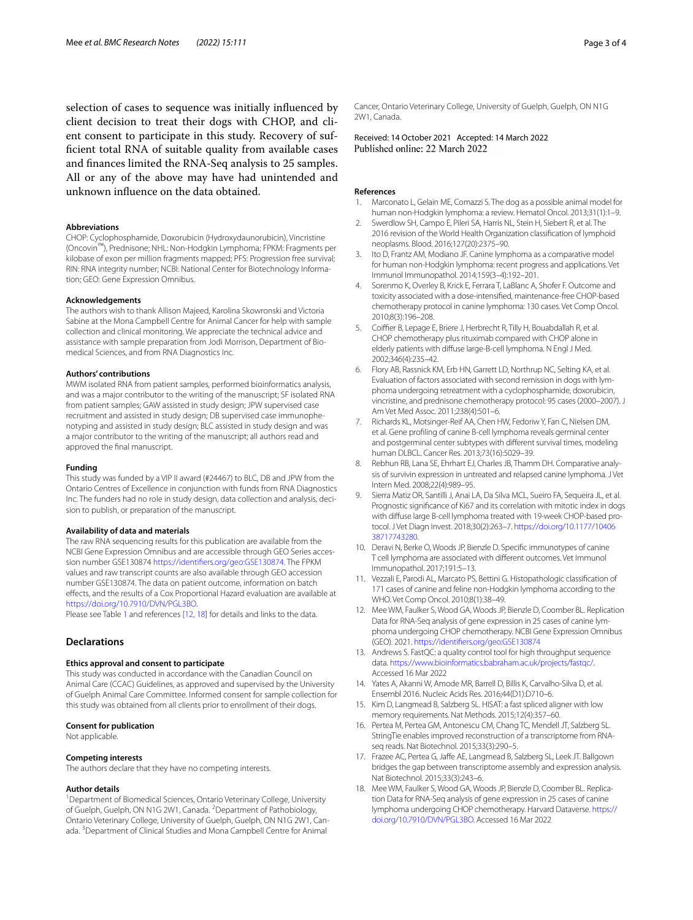selection of cases to sequence was initially influenced by client decision to treat their dogs with CHOP, and client consent to participate in this study. Recovery of sufficient total RNA of suitable quality from available cases and finances limited the RNA-Seq analysis to 25 samples. All or any of the above may have had unintended and unknown influence on the data obtained.

#### Abbreviations

CHOP: Cyclophosphamide, Doxorubicin (Hydroxydaunorubicin), Vincristine (Oncovin™), Prednisone; NHL: Non-Hodgkin Lymphoma; FPKM: Fragments per kilobase of exon per million fragments mapped; PFS: Progression free survival; RIN: RNA integrity number; NCBI: National Center for Biotechnology Information; GEO: Gene Expression Omnibus.

#### Acknowledgements

The authors wish to thank Allison Majeed, Karolina Skowronski and Victoria Sabine at the Mona Campbell Centre for Animal Cancer for help with sample collection and clinical monitoring. We appreciate the technical advice and assistance with sample preparation from Jodi Morrison, Department of Biomedical Sciences, and from RNA Diagnostics Inc.

#### Authors' contributions

MWM isolated RNA from patient samples, performed bioinformatics analysis, and was a major contributor to the writing of the manuscript; SF isolated RNA from patient samples; GAW assisted in study design; JPW supervised case recruitment and assisted in study design; DB supervised case immunophenotyping and assisted in study design; BLC assisted in study design and was a major contributor to the writing of the manuscript; all authors read and approved the final manuscript.

#### Funding

This study was funded by a VIP II award (#24467) to BLC, DB and JPW from the Ontario Centres of Excellence in conjunction with funds from RNA Diagnostics Inc. The funders had no role in study design, data collection and analysis, decision to publish, or preparation of the manuscript.

#### Availability of data and materials

The raw RNA sequencing results for this publication are available from the NCBI Gene Expression Omnibus and are accessible through GEO Series accession number GSE130874 https://identifiers.org/geo:GSE130874. The FPKM values and raw transcript counts are also available through GEO accession number GSE130874. The data on patient outcome, information on batch effects, and the results of a Cox Proportional Hazard evaluation are available at https://doi.org/10.7910/DVN/PGL3BO.

Please see Table 1 and references [12, 18] for details and links to the data.

## Declarations

#### Ethics approval and consent to participate

This study was conducted in accordance with the Canadian Council on Animal Care (CCAC) Guidelines, as approved and supervised by the University of Guelph Animal Care Committee. Informed consent for sample collection for this study was obtained from all clients prior to enrollment of their dogs.

#### Consent for publication

Not applicable.

#### Competing interests

The authors declare that they have no competing interests.

#### Author details

[1]Department of Biomedical Sciences, Ontario Veterinary College, University of Guelph, Guelph, ON N1G 2W1, Canada. [2]Department of Pathobiology, Ontario Veterinary College, University of Guelph, Guelph, ON N1G 2W1, Canada. [3]Department of Clinical Studies and Mona Campbell Centre for Animal Cancer, Ontario Veterinary College, University of Guelph, Guelph, ON N1G 2W1, Canada.

Received: 14 October 2021 Accepted: 14 March 2022
Published online: 22 March 2022

#### References

1. Marconato L, Gelain ME, Comazzi S. The dog as a possible animal model for human non-Hodgkin lymphoma: a review. Hematol Oncol. 2013;31(1):1–9.
2. Swerdlow SH, Campo E, Pileri SA, Harris NL, Stein H, Siebert R, et al. The 2016 revision of the World Health Organization classification of lymphoid neoplasms. Blood. 2016;127(20):2375–90.
3. Ito D, Frantz AM, Modiano JF. Canine lymphoma as a comparative model for human non-Hodgkin lymphoma: recent progress and applications. Vet Immunol Immunopathol. 2014;159(3–4):192–201.
4. Sorenmo K, Overley B, Krick E, Ferrara T, LaBlanc A, Shofer F. Outcome and toxicity associated with a dose-intensified, maintenance-free CHOP-based chemotherapy protocol in canine lymphoma: 130 cases. Vet Comp Oncol. 2010;8(3):196–208.
5. Coiffier B, Lepage E, Briere J, Herbrecht R, Tilly H, Bouabdallah R, et al. CHOP chemotherapy plus rituximab compared with CHOP alone in elderly patients with diffuse large-B-cell lymphoma. N Engl J Med. 2002;346(4):235–42.
6. Flory AB, Rassnick KM, Erb HN, Garrett LD, Northrup NC, Selting KA, et al. Evaluation of factors associated with second remission in dogs with lymphoma undergoing retreatment with a cyclophosphamide, doxorubicin, vincristine, and prednisone chemotherapy protocol: 95 cases (2000–2007). J Am Vet Med Assoc. 2011;238(4):501–6.
7. Richards KL, Motsinger-Reif AA, Chen HW, Fedoriw Y, Fan C, Nielsen DM, et al. Gene profiling of canine B-cell lymphoma reveals germinal center and postgerminal center subtypes with different survival times, modeling human DLBCL. Cancer Res. 2013;73(16):5029–39.
8. Rebhun RB, Lana SE, Ehrhart EJ, Charles JB, Thamm DH. Comparative analysis of survivin expression in untreated and relapsed canine lymphoma. J Vet Intern Med. 2008;22(4):989–95.
9. Sierra Matiz OR, Santilli J, Anai LA, Da Silva MCL, Sueiro FA, Sequeira JL, et al. Prognostic significance of Ki67 and its correlation with mitotic index in dogs with diffuse large B-cell lymphoma treated with 19-week CHOP-based protocol. J Vet Diagn Invest. 2018;30(2):263–7. https://doi.org/10.1177/1040638717743280.
10. Deravi N, Berke O, Woods JP, Bienzle D. Specific immunotypes of canine T cell lymphoma are associated with different outcomes. Vet Immunol Immunopathol. 2017;191:5–13.
11. Vezzali E, Parodi AL, Marcato PS, Bettini G. Histopathologic classification of 171 cases of canine and feline non-Hodgkin lymphoma according to the WHO. Vet Comp Oncol. 2010;8(1):38–49.
12. Mee WM, Faulker S, Wood GA, Woods JP, Bienzle D, Coomber BL. Replication Data for RNA-Seq analysis of gene expression in 25 cases of canine lymphoma undergoing CHOP chemotherapy. NCBI Gene Expression Omnibus (GEO). 2021. https://identifiers.org/geo:GSE130874
13. Andrews S. FastQC: a quality control tool for high throughput sequence data. https://www.bioinformatics.babraham.ac.uk/projects/fastqc/. Accessed 16 Mar 2022
14. Yates A, Akanni W, Amode MR, Barrell D, Billis K, Carvalho-Silva D, et al. Ensembl 2016. Nucleic Acids Res. 2016;44(D1):D710–6.
15. Kim D, Langmead B, Salzberg SL. HISAT: a fast spliced aligner with low memory requirements. Nat Methods. 2015;12(4):357–60.
16. Pertea M, Pertea GM, Antonescu CM, Chang TC, Mendell JT, Salzberg SL. StringTie enables improved reconstruction of a transcriptome from RNA-seq reads. Nat Biotechnol. 2015;33(3):290–5.
17. Frazee AC, Pertea G, Jaffe AE, Langmead B, Salzberg SL, Leek JT. Ballgown bridges the gap between transcriptome assembly and expression analysis. Nat Biotechnol. 2015;33(3):243–6.
18. Mee WM, Faulker S, Wood GA, Woods JP, Bienzle D, Coomber BL. Replication Data for RNA-Seq analysis of gene expression in 25 cases of canine lymphoma undergoing CHOP chemotherapy. Harvard Dataverse. https://doi.org/10.7910/DVN/PGL3BO. Accessed 16 Mar 2022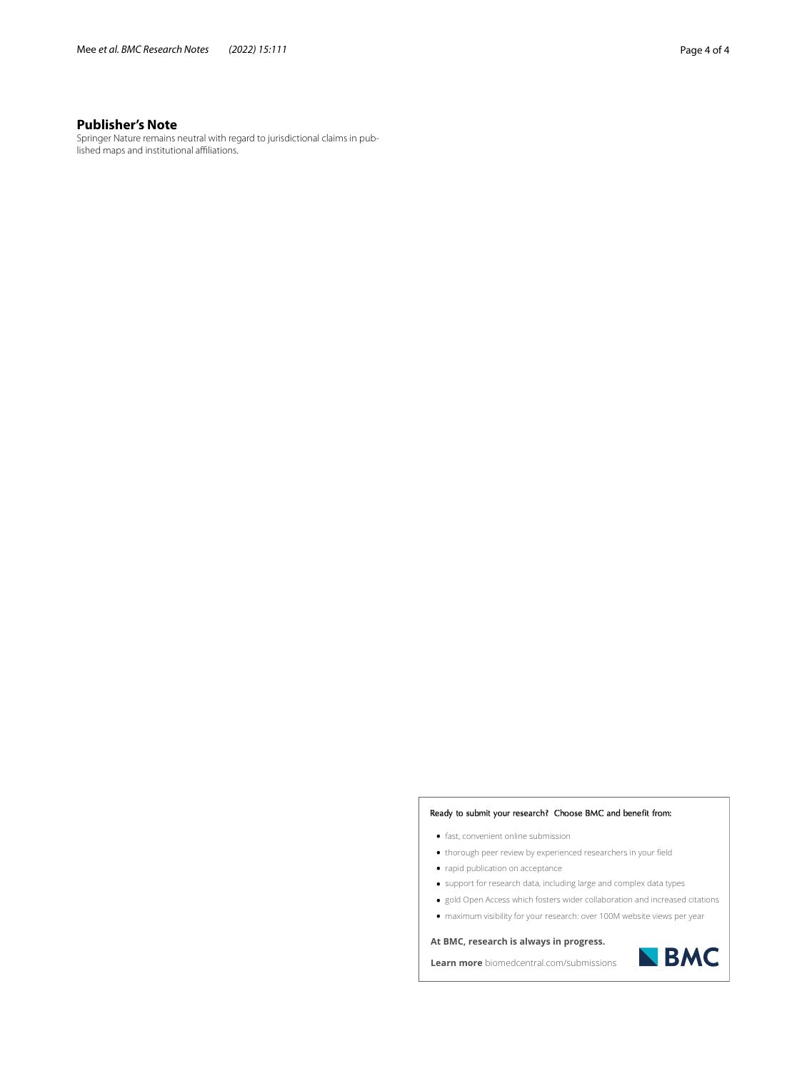## Publisher's Note

Springer Nature remains neutral with regard to jurisdictional claims in published maps and institutional affiliations.

Ready to submit your research? Choose BMC and benefit from:

- fast, convenient online submission
- thorough peer review by experienced researchers in your field
- rapid publication on acceptance
- support for research data, including large and complex data types
- gold Open Access which fosters wider collaboration and increased citations
- maximum visibility for your research: over 100M website views per year

**At BMC, research is always in progress.**

**Learn more** biomedcentral.com/submissions

BMC